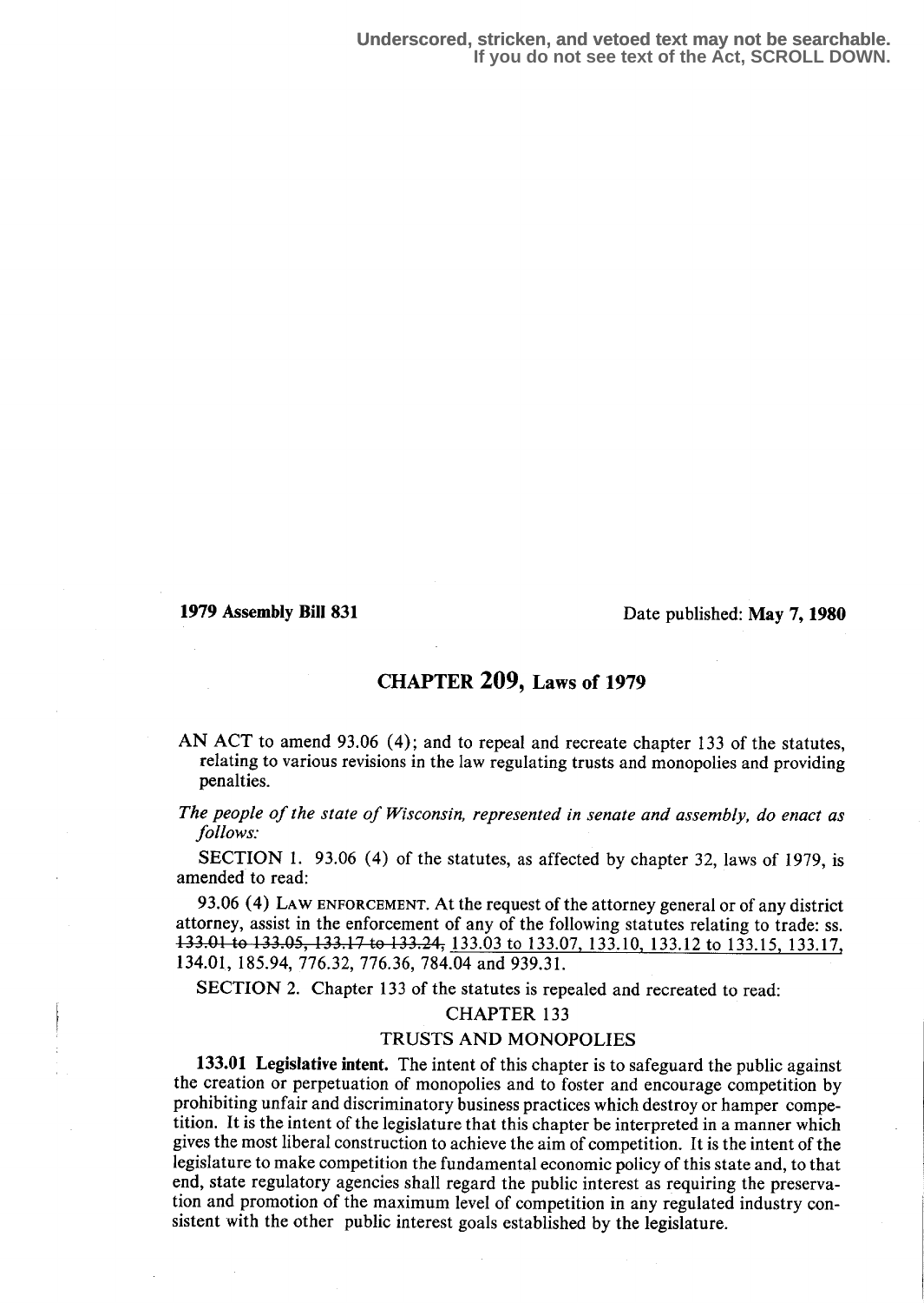Underscored, stricken, and vetoed text may not be searchable.
If you do not see text of the Act, SCROLL DOWN.

**1979 Assembly Bill 831** Date published: **May 7, 1980**

# CHAPTER 209, Laws of 1979

AN ACT to amend 93.06 (4); and to repeal and recreate chapter 133 of the statutes, relating to various revisions in the law regulating trusts and monopolies and providing penalties.

*The people of the state of Wisconsin, represented in senate and assembly, do enact as follows:*

SECTION 1. 93.06 (4) of the statutes, as affected by chapter 32, laws of 1979, is amended to read:

93.06 (4) LAW ENFORCEMENT. At the request of the attorney general or of any district attorney, assist in the enforcement of any of the following statutes relating to trade: ss. ~~133.01 to 133.05, 133.17 to 133.24,~~ 133.03 to 133.07, 133.10, 133.12 to 133.15, 133.17, 134.01, 185.94, 776.32, 776.36, 784.04 and 939.31.

SECTION 2. Chapter 133 of the statutes is repealed and recreated to read:

## CHAPTER 133

## TRUSTS AND MONOPOLIES

**133.01 Legislative intent.** The intent of this chapter is to safeguard the public against the creation or perpetuation of monopolies and to foster and encourage competition by prohibiting unfair and discriminatory business practices which destroy or hamper competition. It is the intent of the legislature that this chapter be interpreted in a manner which gives the most liberal construction to achieve the aim of competition. It is the intent of the legislature to make competition the fundamental economic policy of this state and, to that end, state regulatory agencies shall regard the public interest as requiring the preservation and promotion of the maximum level of competition in any regulated industry consistent with the other public interest goals established by the legislature.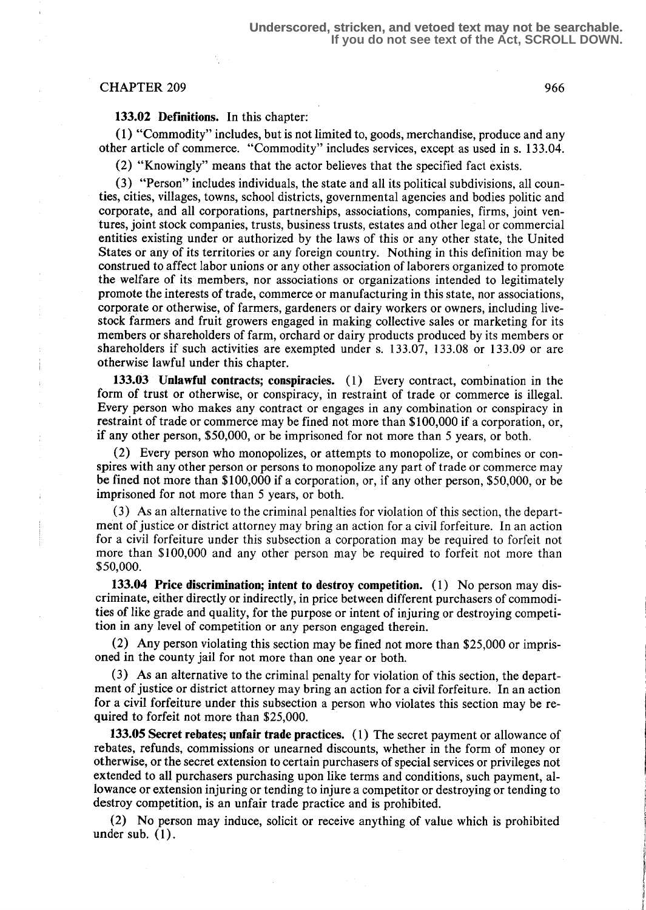**133.02 Definitions.** In this chapter:

(1) "Commodity" includes, but is not limited to, goods, merchandise, produce and any other article of commerce. "Commodity" includes services, except as used in s. 133.04.

(2) "Knowingly" means that the actor believes that the specified fact exists.

(3) "Person" includes individuals, the state and all its political subdivisions, all counties, cities, villages, towns, school districts, governmental agencies and bodies politic and corporate, and all corporations, partnerships, associations, companies, firms, joint ventures, joint stock companies, trusts, business trusts, estates and other legal or commercial entities existing under or authorized by the laws of this or any other state, the United States or any of its territories or any foreign country. Nothing in this definition may be construed to affect labor unions or any other association of laborers organized to promote the welfare of its members, nor associations or organizations intended to legitimately promote the interests of trade, commerce or manufacturing in this state, nor associations, corporate or otherwise, of farmers, gardeners or dairy workers or owners, including livestock farmers and fruit growers engaged in making collective sales or marketing for its members or shareholders of farm, orchard or dairy products produced by its members or shareholders if such activities are exempted under s. 133.07, 133.08 or 133.09 or are otherwise lawful under this chapter.

**133.03 Unlawful contracts; conspiracies.** (1) Every contract, combination in the form of trust or otherwise, or conspiracy, in restraint of trade or commerce is illegal. Every person who makes any contract or engages in any combination or conspiracy in restraint of trade or commerce may be fined not more than $100,000 if a corporation, or, if any other person, $50,000, or be imprisoned for not more than 5 years, or both.

(2) Every person who monopolizes, or attempts to monopolize, or combines or conspires with any other person or persons to monopolize any part of trade or commerce may be fined not more than $100,000 if a corporation, or, if any other person, $50,000, or be imprisoned for not more than 5 years, or both.

(3) As an alternative to the criminal penalties for violation of this section, the department of justice or district attorney may bring an action for a civil forfeiture. In an action for a civil forfeiture under this subsection a corporation may be required to forfeit not more than $100,000 and any other person may be required to forfeit not more than $50,000.

**133.04 Price discrimination; intent to destroy competition.** (1) No person may discriminate, either directly or indirectly, in price between different purchasers of commodities of like grade and quality, for the purpose or intent of injuring or destroying competition in any level of competition or any person engaged therein.

(2) Any person violating this section may be fined not more than $25,000 or imprisoned in the county jail for not more than one year or both.

(3) As an alternative to the criminal penalty for violation of this section, the department of justice or district attorney may bring an action for a civil forfeiture. In an action for a civil forfeiture under this subsection a person who violates this section may be required to forfeit not more than $25,000.

**133.05 Secret rebates; unfair trade practices.** (1) The secret payment or allowance of rebates, refunds, commissions or unearned discounts, whether in the form of money or otherwise, or the secret extension to certain purchasers of special services or privileges not extended to all purchasers purchasing upon like terms and conditions, such payment, allowance or extension injuring or tending to injure a competitor or destroying or tending to destroy competition, is an unfair trade practice and is prohibited.

(2) No person may induce, solicit or receive anything of value which is prohibited under sub. (1).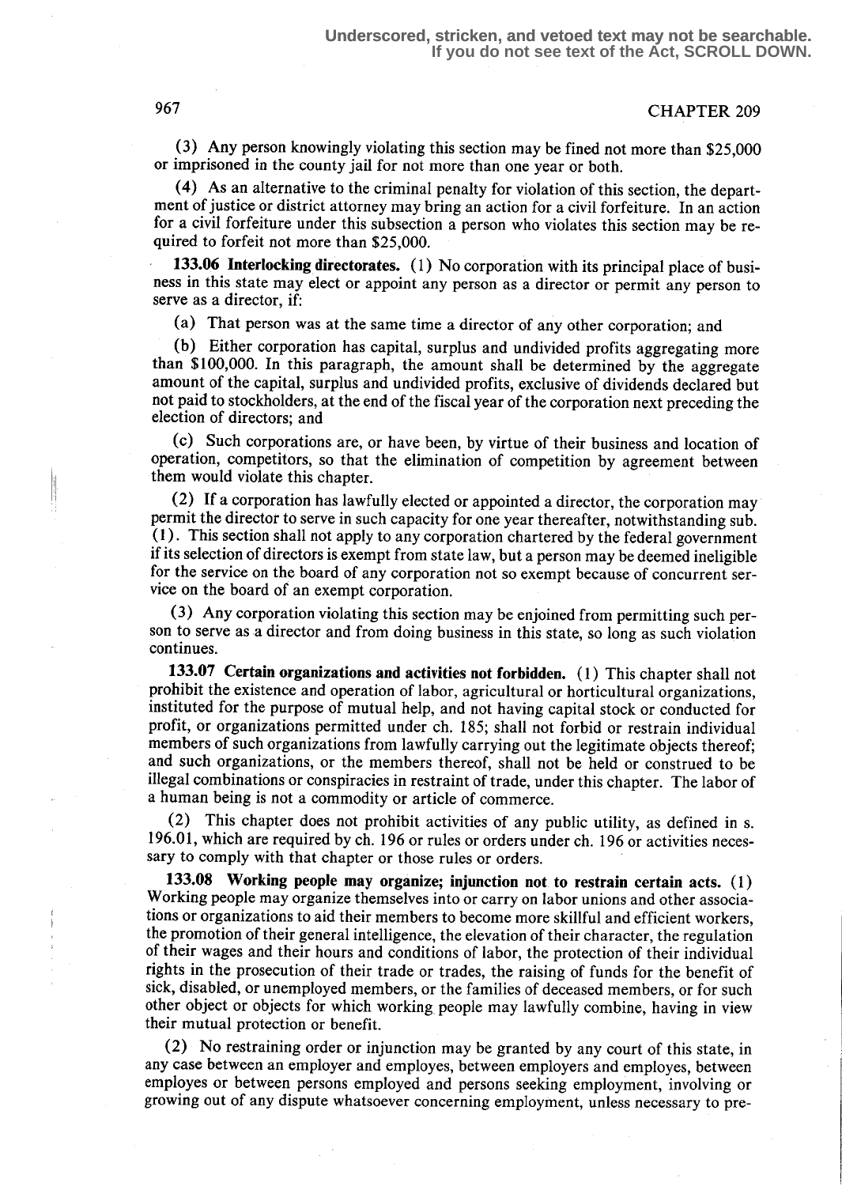(3) Any person knowingly violating this section may be fined not more than $25,000 or imprisoned in the county jail for not more than one year or both.

(4) As an alternative to the criminal penalty for violation of this section, the department of justice or district attorney may bring an action for a civil forfeiture. In an action for a civil forfeiture under this subsection a person who violates this section may be required to forfeit not more than $25,000.

**133.06 Interlocking directorates.** (1) No corporation with its principal place of business in this state may elect or appoint any person as a director or permit any person to serve as a director, if:

(a) That person was at the same time a director of any other corporation; and

(b) Either corporation has capital, surplus and undivided profits aggregating more than $100,000. In this paragraph, the amount shall be determined by the aggregate amount of the capital, surplus and undivided profits, exclusive of dividends declared but not paid to stockholders, at the end of the fiscal year of the corporation next preceding the election of directors; and

(c) Such corporations are, or have been, by virtue of their business and location of operation, competitors, so that the elimination of competition by agreement between them would violate this chapter.

(2) If a corporation has lawfully elected or appointed a director, the corporation may permit the director to serve in such capacity for one year thereafter, notwithstanding sub. (1). This section shall not apply to any corporation chartered by the federal government if its selection of directors is exempt from state law, but a person may be deemed ineligible for the service on the board of any corporation not so exempt because of concurrent service on the board of an exempt corporation.

(3) Any corporation violating this section may be enjoined from permitting such person to serve as a director and from doing business in this state, so long as such violation continues.

**133.07 Certain organizations and activities not forbidden.** (1) This chapter shall not prohibit the existence and operation of labor, agricultural or horticultural organizations, instituted for the purpose of mutual help, and not having capital stock or conducted for profit, or organizations permitted under ch. 185; shall not forbid or restrain individual members of such organizations from lawfully carrying out the legitimate objects thereof; and such organizations, or the members thereof, shall not be held or construed to be illegal combinations or conspiracies in restraint of trade, under this chapter. The labor of a human being is not a commodity or article of commerce.

(2) This chapter does not prohibit activities of any public utility, as defined in s. 196.01, which are required by ch. 196 or rules or orders under ch. 196 or activities necessary to comply with that chapter or those rules or orders.

**133.08 Working people may organize; injunction not to restrain certain acts.** (1) Working people may organize themselves into or carry on labor unions and other associations or organizations to aid their members to become more skillful and efficient workers, the promotion of their general intelligence, the elevation of their character, the regulation of their wages and their hours and conditions of labor, the protection of their individual rights in the prosecution of their trade or trades, the raising of funds for the benefit of sick, disabled, or unemployed members, or the families of deceased members, or for such other object or objects for which working people may lawfully combine, having in view their mutual protection or benefit.

(2) No restraining order or injunction may be granted by any court of this state, in any case between an employer and employes, between employers and employes, between employes or between persons employed and persons seeking employment, involving or growing out of any dispute whatsoever concerning employment, unless necessary to pre-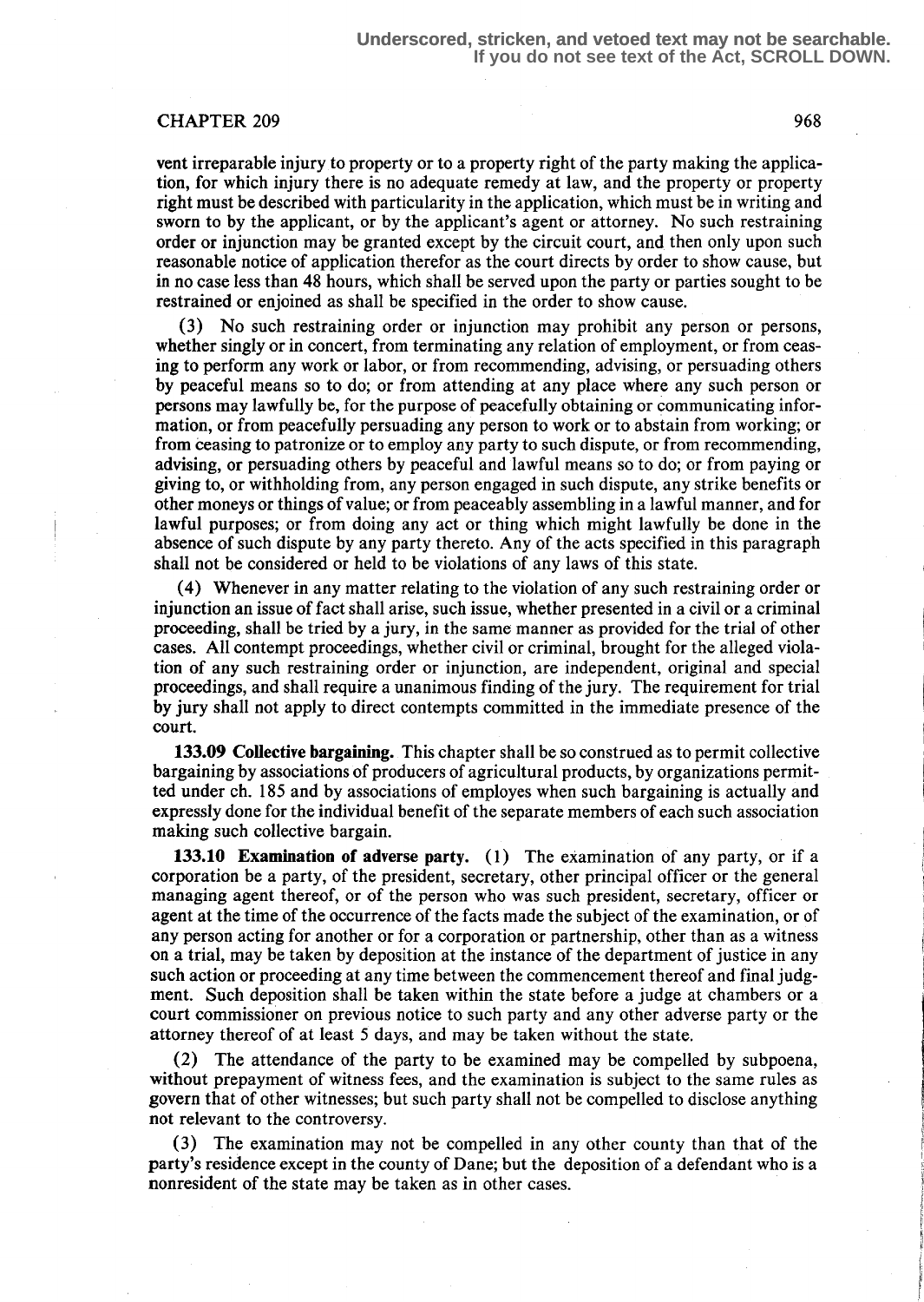vent irreparable injury to property or to a property right of the party making the application, for which injury there is no adequate remedy at law, and the property or property right must be described with particularity in the application, which must be in writing and sworn to by the applicant, or by the applicant's agent or attorney. No such restraining order or injunction may be granted except by the circuit court, and then only upon such reasonable notice of application therefor as the court directs by order to show cause, but in no case less than 48 hours, which shall be served upon the party or parties sought to be restrained or enjoined as shall be specified in the order to show cause.

(3) No such restraining order or injunction may prohibit any person or persons, whether singly or in concert, from terminating any relation of employment, or from ceasing to perform any work or labor, or from recommending, advising, or persuading others by peaceful means so to do; or from attending at any place where any such person or persons may lawfully be, for the purpose of peacefully obtaining or communicating information, or from peacefully persuading any person to work or to abstain from working; or from ceasing to patronize or to employ any party to such dispute, or from recommending, advising, or persuading others by peaceful and lawful means so to do; or from paying or giving to, or withholding from, any person engaged in such dispute, any strike benefits or other moneys or things of value; or from peaceably assembling in a lawful manner, and for lawful purposes; or from doing any act or thing which might lawfully be done in the absence of such dispute by any party thereto. Any of the acts specified in this paragraph shall not be considered or held to be violations of any laws of this state.

(4) Whenever in any matter relating to the violation of any such restraining order or injunction an issue of fact shall arise, such issue, whether presented in a civil or a criminal proceeding, shall be tried by a jury, in the same manner as provided for the trial of other cases. All contempt proceedings, whether civil or criminal, brought for the alleged violation of any such restraining order or injunction, are independent, original and special proceedings, and shall require a unanimous finding of the jury. The requirement for trial by jury shall not apply to direct contempts committed in the immediate presence of the court.

**133.09 Collective bargaining.** This chapter shall be so construed as to permit collective bargaining by associations of producers of agricultural products, by organizations permitted under ch. 185 and by associations of employes when such bargaining is actually and expressly done for the individual benefit of the separate members of each such association making such collective bargain.

**133.10 Examination of adverse party.** (1) The examination of any party, or if a corporation be a party, of the president, secretary, other principal officer or the general managing agent thereof, or of the person who was such president, secretary, officer or agent at the time of the occurrence of the facts made the subject of the examination, or of any person acting for another or for a corporation or partnership, other than as a witness on a trial, may be taken by deposition at the instance of the department of justice in any such action or proceeding at any time between the commencement thereof and final judgment. Such deposition shall be taken within the state before a judge at chambers or a court commissioner on previous notice to such party and any other adverse party or the attorney thereof of at least 5 days, and may be taken without the state.

(2) The attendance of the party to be examined may be compelled by subpoena, without prepayment of witness fees, and the examination is subject to the same rules as govern that of other witnesses; but such party shall not be compelled to disclose anything not relevant to the controversy.

(3) The examination may not be compelled in any other county than that of the party's residence except in the county of Dane; but the deposition of a defendant who is a nonresident of the state may be taken as in other cases.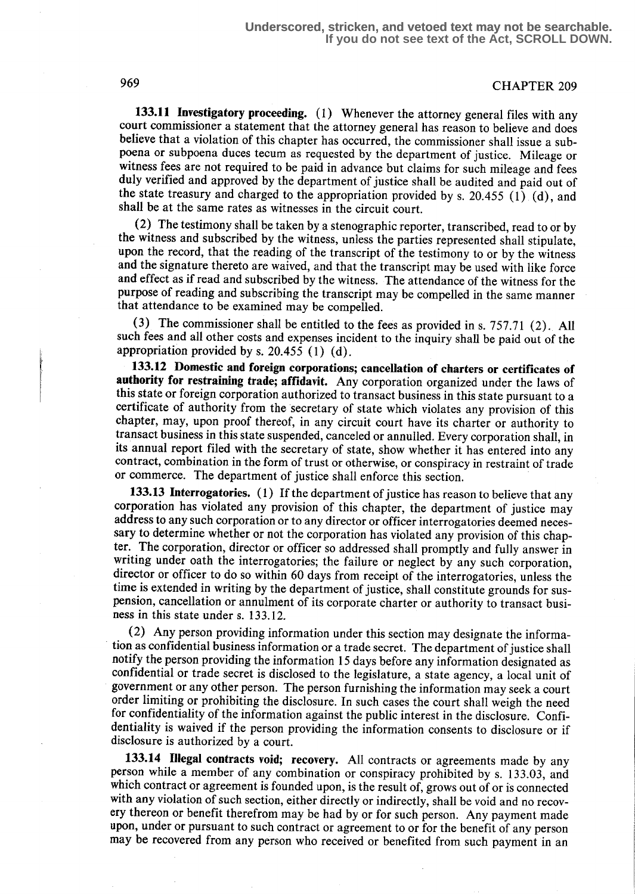**133.11 Investigatory proceeding.** (1) Whenever the attorney general files with any court commissioner a statement that the attorney general has reason to believe and does believe that a violation of this chapter has occurred, the commissioner shall issue a subpoena or subpoena duces tecum as requested by the department of justice. Mileage or witness fees are not required to be paid in advance but claims for such mileage and fees duly verified and approved by the department of justice shall be audited and paid out of the state treasury and charged to the appropriation provided by s. 20.455 (1) (d), and shall be at the same rates as witnesses in the circuit court.

(2) The testimony shall be taken by a stenographic reporter, transcribed, read to or by the witness and subscribed by the witness, unless the parties represented shall stipulate, upon the record, that the reading of the transcript of the testimony to or by the witness and the signature thereto are waived, and that the transcript may be used with like force and effect as if read and subscribed by the witness. The attendance of the witness for the purpose of reading and subscribing the transcript may be compelled in the same manner that attendance to be examined may be compelled.

(3) The commissioner shall be entitled to the fees as provided in s. 757.71 (2). All such fees and all other costs and expenses incident to the inquiry shall be paid out of the appropriation provided by s. 20.455 (1) (d).

**133.12 Domestic and foreign corporations; cancellation of charters or certificates of authority for restraining trade; affidavit.** Any corporation organized under the laws of this state or foreign corporation authorized to transact business in this state pursuant to a certificate of authority from the secretary of state which violates any provision of this chapter, may, upon proof thereof, in any circuit court have its charter or authority to transact business in this state suspended, canceled or annulled. Every corporation shall, in its annual report filed with the secretary of state, show whether it has entered into any contract, combination in the form of trust or otherwise, or conspiracy in restraint of trade or commerce. The department of justice shall enforce this section.

**133.13 Interrogatories.** (1) If the department of justice has reason to believe that any corporation has violated any provision of this chapter, the department of justice may address to any such corporation or to any director or officer interrogatories deemed necessary to determine whether or not the corporation has violated any provision of this chapter. The corporation, director or officer so addressed shall promptly and fully answer in writing under oath the interrogatories; the failure or neglect by any such corporation, director or officer to do so within 60 days from receipt of the interrogatories, unless the time is extended in writing by the department of justice, shall constitute grounds for suspension, cancellation or annulment of its corporate charter or authority to transact business in this state under s. 133.12.

(2) Any person providing information under this section may designate the information as confidential business information or a trade secret. The department of justice shall notify the person providing the information 15 days before any information designated as confidential or trade secret is disclosed to the legislature, a state agency, a local unit of government or any other person. The person furnishing the information may seek a court order limiting or prohibiting the disclosure. In such cases the court shall weigh the need for confidentiality of the information against the public interest in the disclosure. Confidentiality is waived if the person providing the information consents to disclosure or if disclosure is authorized by a court.

**133.14 Illegal contracts void; recovery.** All contracts or agreements made by any person while a member of any combination or conspiracy prohibited by s. 133.03, and which contract or agreement is founded upon, is the result of, grows out of or is connected with any violation of such section, either directly or indirectly, shall be void and no recovery thereon or benefit therefrom may be had by or for such person. Any payment made upon, under or pursuant to such contract or agreement to or for the benefit of any person may be recovered from any person who received or benefited from such payment in an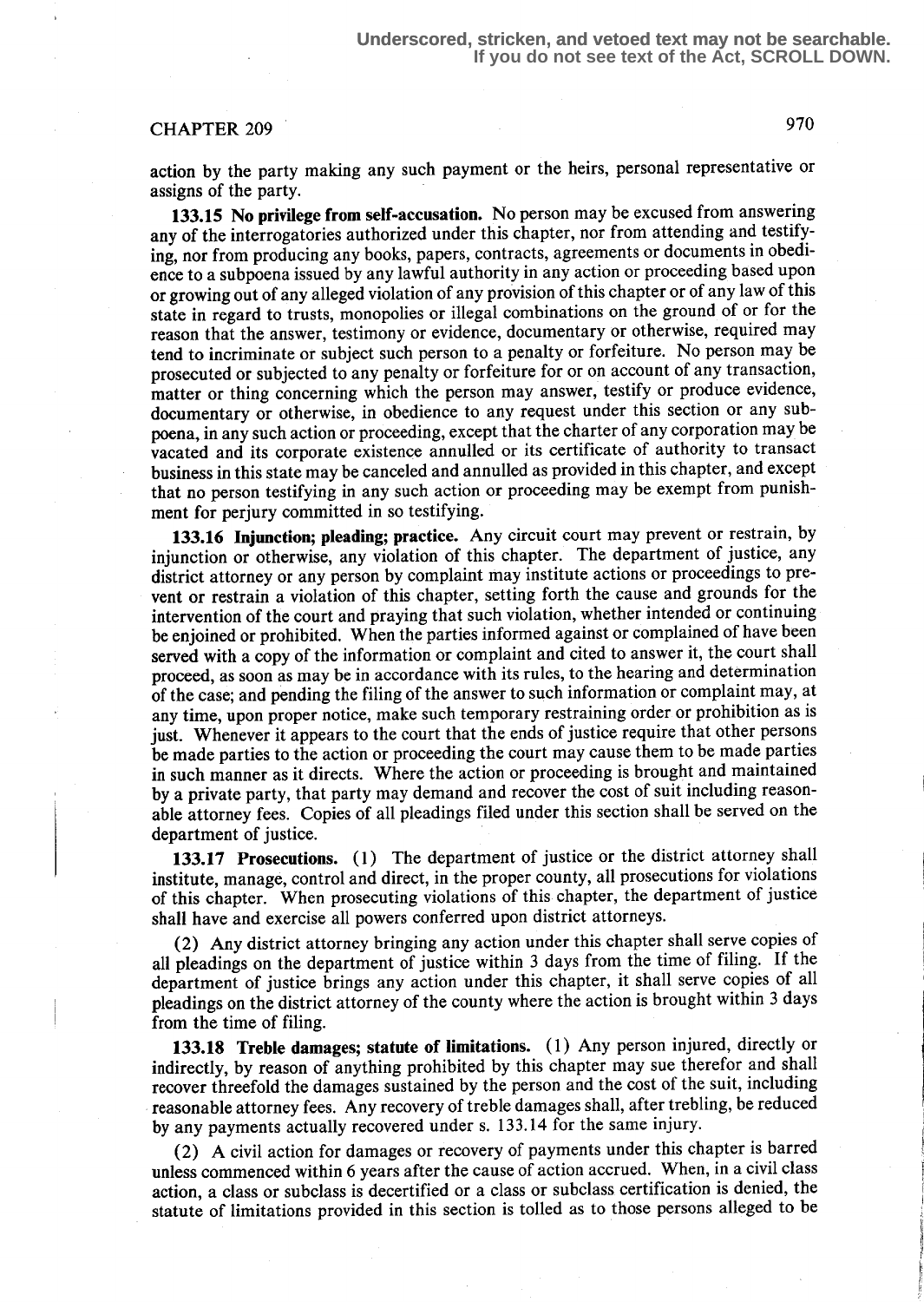action by the party making any such payment or the heirs, personal representative or assigns of the party.

**133.15 No privilege from self-accusation.** No person may be excused from answering any of the interrogatories authorized under this chapter, nor from attending and testifying, nor from producing any books, papers, contracts, agreements or documents in obedience to a subpoena issued by any lawful authority in any action or proceeding based upon or growing out of any alleged violation of any provision of this chapter or of any law of this state in regard to trusts, monopolies or illegal combinations on the ground of or for the reason that the answer, testimony or evidence, documentary or otherwise, required may tend to incriminate or subject such person to a penalty or forfeiture. No person may be prosecuted or subjected to any penalty or forfeiture for or on account of any transaction, matter or thing concerning which the person may answer, testify or produce evidence, documentary or otherwise, in obedience to any request under this section or any subpoena, in any such action or proceeding, except that the charter of any corporation may be vacated and its corporate existence annulled or its certificate of authority to transact business in this state may be canceled and annulled as provided in this chapter, and except that no person testifying in any such action or proceeding may be exempt from punishment for perjury committed in so testifying.

**133.16 Injunction; pleading; practice.** Any circuit court may prevent or restrain, by injunction or otherwise, any violation of this chapter. The department of justice, any district attorney or any person by complaint may institute actions or proceedings to prevent or restrain a violation of this chapter, setting forth the cause and grounds for the intervention of the court and praying that such violation, whether intended or continuing be enjoined or prohibited. When the parties informed against or complained of have been served with a copy of the information or complaint and cited to answer it, the court shall proceed, as soon as may be in accordance with its rules, to the hearing and determination of the case; and pending the filing of the answer to such information or complaint may, at any time, upon proper notice, make such temporary restraining order or prohibition as is just. Whenever it appears to the court that the ends of justice require that other persons be made parties to the action or proceeding the court may cause them to be made parties in such manner as it directs. Where the action or proceeding is brought and maintained by a private party, that party may demand and recover the cost of suit including reasonable attorney fees. Copies of all pleadings filed under this section shall be served on the department of justice.

**133.17 Prosecutions.** (1) The department of justice or the district attorney shall institute, manage, control and direct, in the proper county, all prosecutions for violations of this chapter. When prosecuting violations of this chapter, the department of justice shall have and exercise all powers conferred upon district attorneys.

(2) Any district attorney bringing any action under this chapter shall serve copies of all pleadings on the department of justice within 3 days from the time of filing. If the department of justice brings any action under this chapter, it shall serve copies of all pleadings on the district attorney of the county where the action is brought within 3 days from the time of filing.

**133.18 Treble damages; statute of limitations.** (1) Any person injured, directly or indirectly, by reason of anything prohibited by this chapter may sue therefor and shall recover threefold the damages sustained by the person and the cost of the suit, including reasonable attorney fees. Any recovery of treble damages shall, after trebling, be reduced by any payments actually recovered under s. 133.14 for the same injury.

(2) A civil action for damages or recovery of payments under this chapter is barred unless commenced within 6 years after the cause of action accrued. When, in a civil class action, a class or subclass is decertified or a class or subclass certification is denied, the statute of limitations provided in this section is tolled as to those persons alleged to be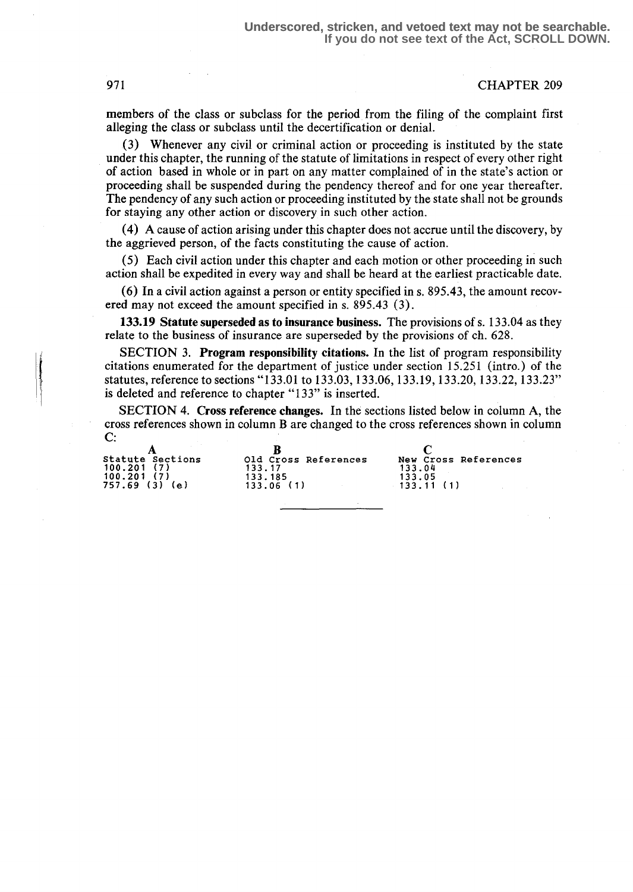members of the class or subclass for the period from the filing of the complaint first alleging the class or subclass until the decertification or denial.

(3) Whenever any civil or criminal action or proceeding is instituted by the state under this chapter, the running of the statute of limitations in respect of every other right of action based in whole or in part on any matter complained of in the state's action or proceeding shall be suspended during the pendency thereof and for one year thereafter. The pendency of any such action or proceeding instituted by the state shall not be grounds for staying any other action or discovery in such other action.

(4) A cause of action arising under this chapter does not accrue until the discovery, by the aggrieved person, of the facts constituting the cause of action.

(5) Each civil action under this chapter and each motion or other proceeding in such action shall be expedited in every way and shall be heard at the earliest practicable date.

(6) In a civil action against a person or entity specified in s. 895.43, the amount recovered may not exceed the amount specified in s. 895.43 (3).

**133.19 Statute superseded as to insurance business.** The provisions of s. 133.04 as they relate to the business of insurance are superseded by the provisions of ch. 628.

SECTION 3. **Program responsibility citations.** In the list of program responsibility citations enumerated for the department of justice under section 15.251 (intro.) of the statutes, reference to sections "133.01 to 133.03, 133.06, 133.19, 133.20, 133.22, 133.23" is deleted and reference to chapter "133" is inserted.

SECTION 4. **Cross reference changes.** In the sections listed below in column A, the cross references shown in column B are changed to the cross references shown in column C:

| A | B | C |
|---|---|---|
| Statute Sections | Old Cross References | New Cross References |
| 100.201 (7) | 133.17 | 133.04 |
| 100.201 (7) | 133.185 | 133.05 |
| 757.69 (3) (e) | 133.06 (1) | 133.11 (1) |